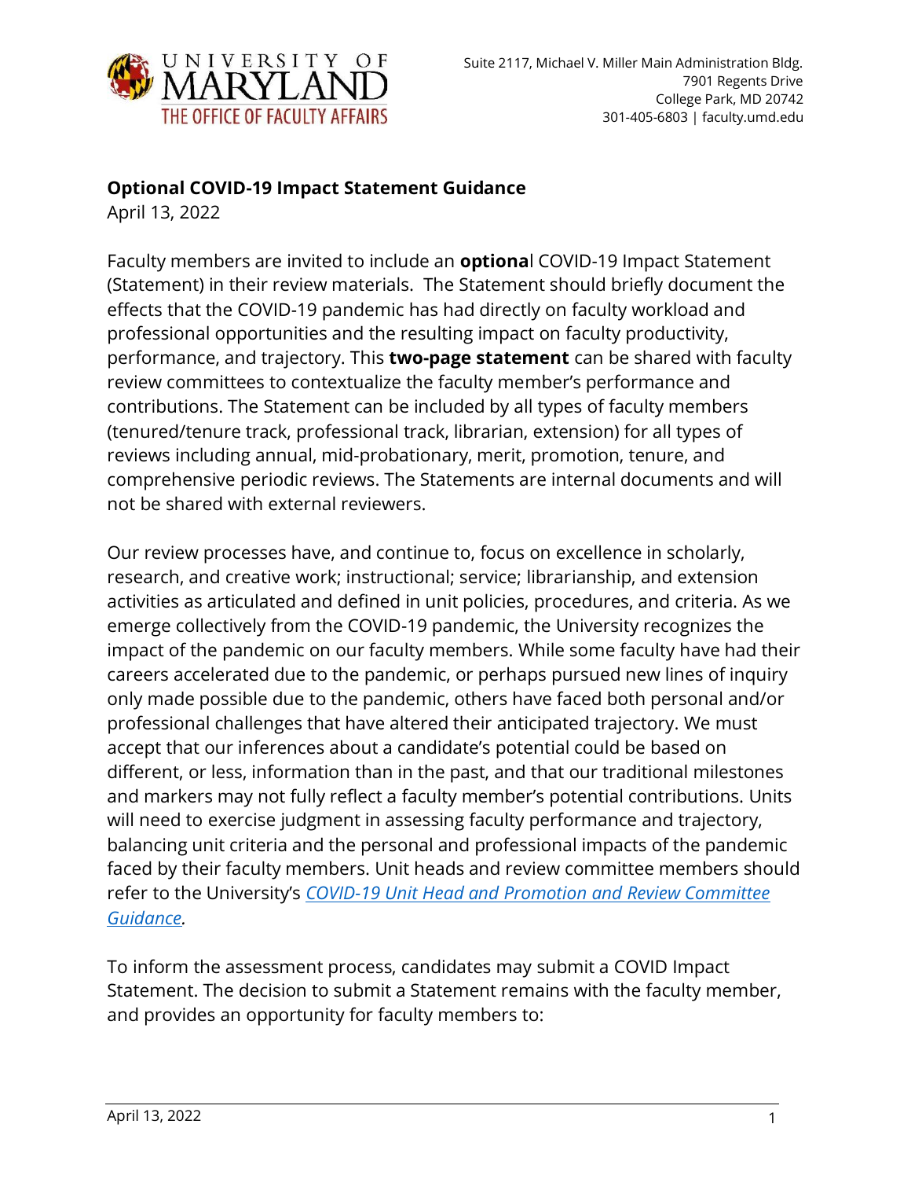UNIVERSITY OF MARYLAND
THE OFFICE OF FACULTY AFFAIRS

Suite 2117, Michael V. Miller Main Administration Bldg.
7901 Regents Drive
College Park, MD 20742
301-405-6803 | faculty.umd.edu

**Optional COVID-19 Impact Statement Guidance**
April 13, 2022

Faculty members are invited to include an **optiona**l COVID-19 Impact Statement (Statement) in their review materials. The Statement should briefly document the effects that the COVID-19 pandemic has had directly on faculty workload and professional opportunities and the resulting impact on faculty productivity, performance, and trajectory. This **two-page statement** can be shared with faculty review committees to contextualize the faculty member's performance and contributions. The Statement can be included by all types of faculty members (tenured/tenure track, professional track, librarian, extension) for all types of reviews including annual, mid-probationary, merit, promotion, tenure, and comprehensive periodic reviews. The Statements are internal documents and will not be shared with external reviewers.

Our review processes have, and continue to, focus on excellence in scholarly, research, and creative work; instructional; service; librarianship, and extension activities as articulated and defined in unit policies, procedures, and criteria. As we emerge collectively from the COVID-19 pandemic, the University recognizes the impact of the pandemic on our faculty members. While some faculty have had their careers accelerated due to the pandemic, or perhaps pursued new lines of inquiry only made possible due to the pandemic, others have faced both personal and/or professional challenges that have altered their anticipated trajectory. We must accept that our inferences about a candidate's potential could be based on different, or less, information than in the past, and that our traditional milestones and markers may not fully reflect a faculty member's potential contributions. Units will need to exercise judgment in assessing faculty performance and trajectory, balancing unit criteria and the personal and professional impacts of the pandemic faced by their faculty members. Unit heads and review committee members should refer to the University's *COVID-19 Unit Head and Promotion and Review Committee Guidance*.

To inform the assessment process, candidates may submit a COVID Impact Statement. The decision to submit a Statement remains with the faculty member, and provides an opportunity for faculty members to: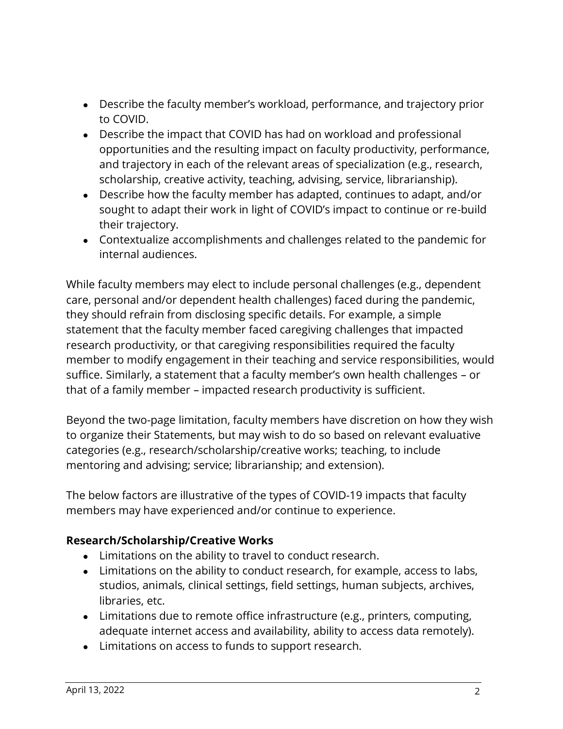- Describe the faculty member's workload, performance, and trajectory prior to COVID.
- Describe the impact that COVID has had on workload and professional opportunities and the resulting impact on faculty productivity, performance, and trajectory in each of the relevant areas of specialization (e.g., research, scholarship, creative activity, teaching, advising, service, librarianship).
- Describe how the faculty member has adapted, continues to adapt, and/or sought to adapt their work in light of COVID's impact to continue or re-build their trajectory.
- Contextualize accomplishments and challenges related to the pandemic for internal audiences.

While faculty members may elect to include personal challenges (e.g., dependent care, personal and/or dependent health challenges) faced during the pandemic, they should refrain from disclosing specific details. For example, a simple statement that the faculty member faced caregiving challenges that impacted research productivity, or that caregiving responsibilities required the faculty member to modify engagement in their teaching and service responsibilities, would suffice. Similarly, a statement that a faculty member's own health challenges – or that of a family member – impacted research productivity is sufficient.

Beyond the two-page limitation, faculty members have discretion on how they wish to organize their Statements, but may wish to do so based on relevant evaluative categories (e.g., research/scholarship/creative works; teaching, to include mentoring and advising; service; librarianship; and extension).

The below factors are illustrative of the types of COVID-19 impacts that faculty members may have experienced and/or continue to experience.

**Research/Scholarship/Creative Works**

- Limitations on the ability to travel to conduct research.
- Limitations on the ability to conduct research, for example, access to labs, studios, animals, clinical settings, field settings, human subjects, archives, libraries, etc.
- Limitations due to remote office infrastructure (e.g., printers, computing, adequate internet access and availability, ability to access data remotely).
- Limitations on access to funds to support research.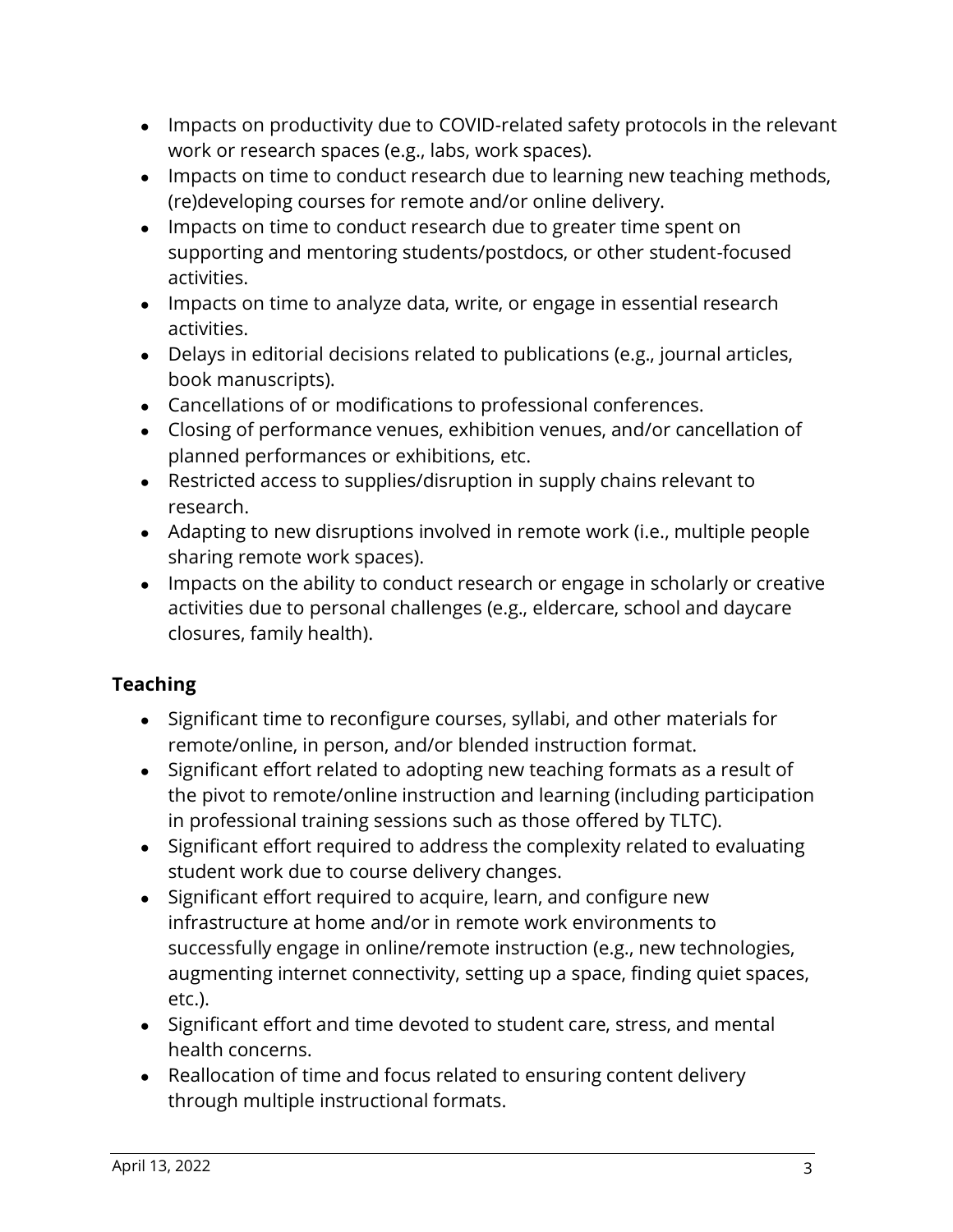- Impacts on productivity due to COVID-related safety protocols in the relevant work or research spaces (e.g., labs, work spaces).
- Impacts on time to conduct research due to learning new teaching methods, (re)developing courses for remote and/or online delivery.
- Impacts on time to conduct research due to greater time spent on supporting and mentoring students/postdocs, or other student-focused activities.
- Impacts on time to analyze data, write, or engage in essential research activities.
- Delays in editorial decisions related to publications (e.g., journal articles, book manuscripts).
- Cancellations of or modifications to professional conferences.
- Closing of performance venues, exhibition venues, and/or cancellation of planned performances or exhibitions, etc.
- Restricted access to supplies/disruption in supply chains relevant to research.
- Adapting to new disruptions involved in remote work (i.e., multiple people sharing remote work spaces).
- Impacts on the ability to conduct research or engage in scholarly or creative activities due to personal challenges (e.g., eldercare, school and daycare closures, family health).

### Teaching

- Significant time to reconfigure courses, syllabi, and other materials for remote/online, in person, and/or blended instruction format.
- Significant effort related to adopting new teaching formats as a result of the pivot to remote/online instruction and learning (including participation in professional training sessions such as those offered by TLTC).
- Significant effort required to address the complexity related to evaluating student work due to course delivery changes.
- Significant effort required to acquire, learn, and configure new infrastructure at home and/or in remote work environments to successfully engage in online/remote instruction (e.g., new technologies, augmenting internet connectivity, setting up a space, finding quiet spaces, etc.).
- Significant effort and time devoted to student care, stress, and mental health concerns.
- Reallocation of time and focus related to ensuring content delivery through multiple instructional formats.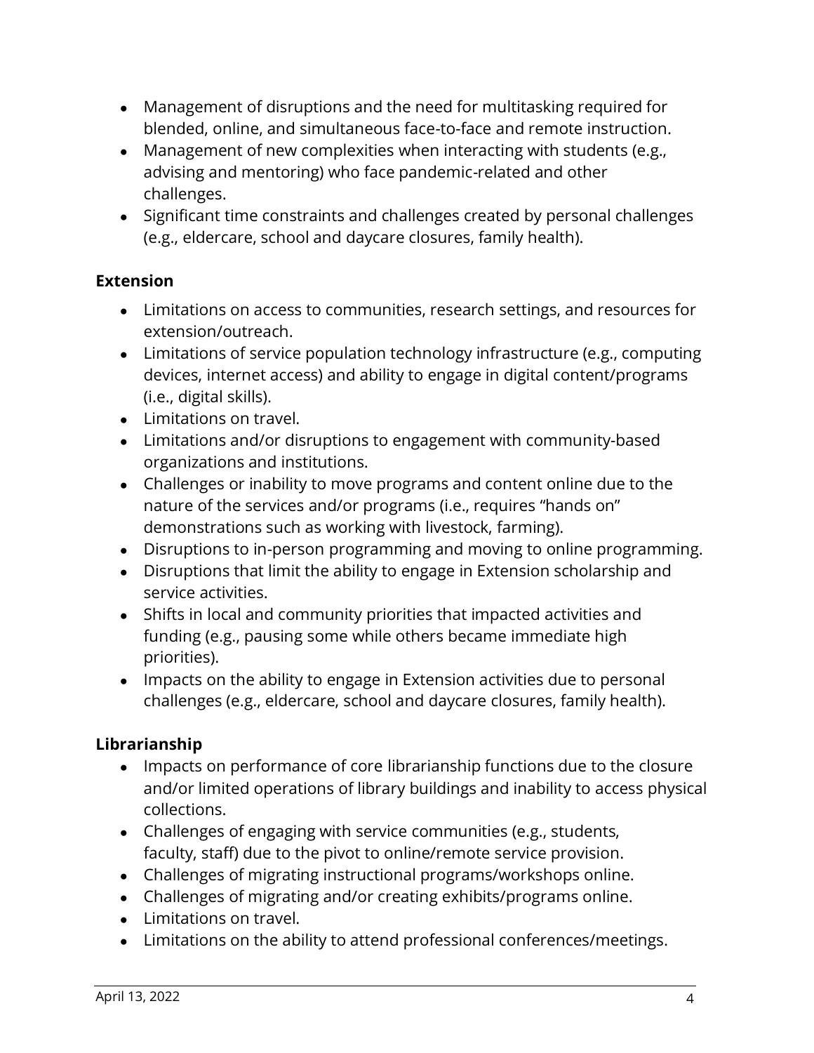- Management of disruptions and the need for multitasking required for blended, online, and simultaneous face-to-face and remote instruction.
- Management of new complexities when interacting with students (e.g., advising and mentoring) who face pandemic-related and other challenges.
- Significant time constraints and challenges created by personal challenges (e.g., eldercare, school and daycare closures, family health).

**Extension**

- Limitations on access to communities, research settings, and resources for extension/outreach.
- Limitations of service population technology infrastructure (e.g., computing devices, internet access) and ability to engage in digital content/programs (i.e., digital skills).
- Limitations on travel.
- Limitations and/or disruptions to engagement with community-based organizations and institutions.
- Challenges or inability to move programs and content online due to the nature of the services and/or programs (i.e., requires "hands on" demonstrations such as working with livestock, farming).
- Disruptions to in-person programming and moving to online programming.
- Disruptions that limit the ability to engage in Extension scholarship and service activities.
- Shifts in local and community priorities that impacted activities and funding (e.g., pausing some while others became immediate high priorities).
- Impacts on the ability to engage in Extension activities due to personal challenges (e.g., eldercare, school and daycare closures, family health).

**Librarianship**

- Impacts on performance of core librarianship functions due to the closure and/or limited operations of library buildings and inability to access physical collections.
- Challenges of engaging with service communities (e.g., students, faculty, staff) due to the pivot to online/remote service provision.
- Challenges of migrating instructional programs/workshops online.
- Challenges of migrating and/or creating exhibits/programs online.
- Limitations on travel.
- Limitations on the ability to attend professional conferences/meetings.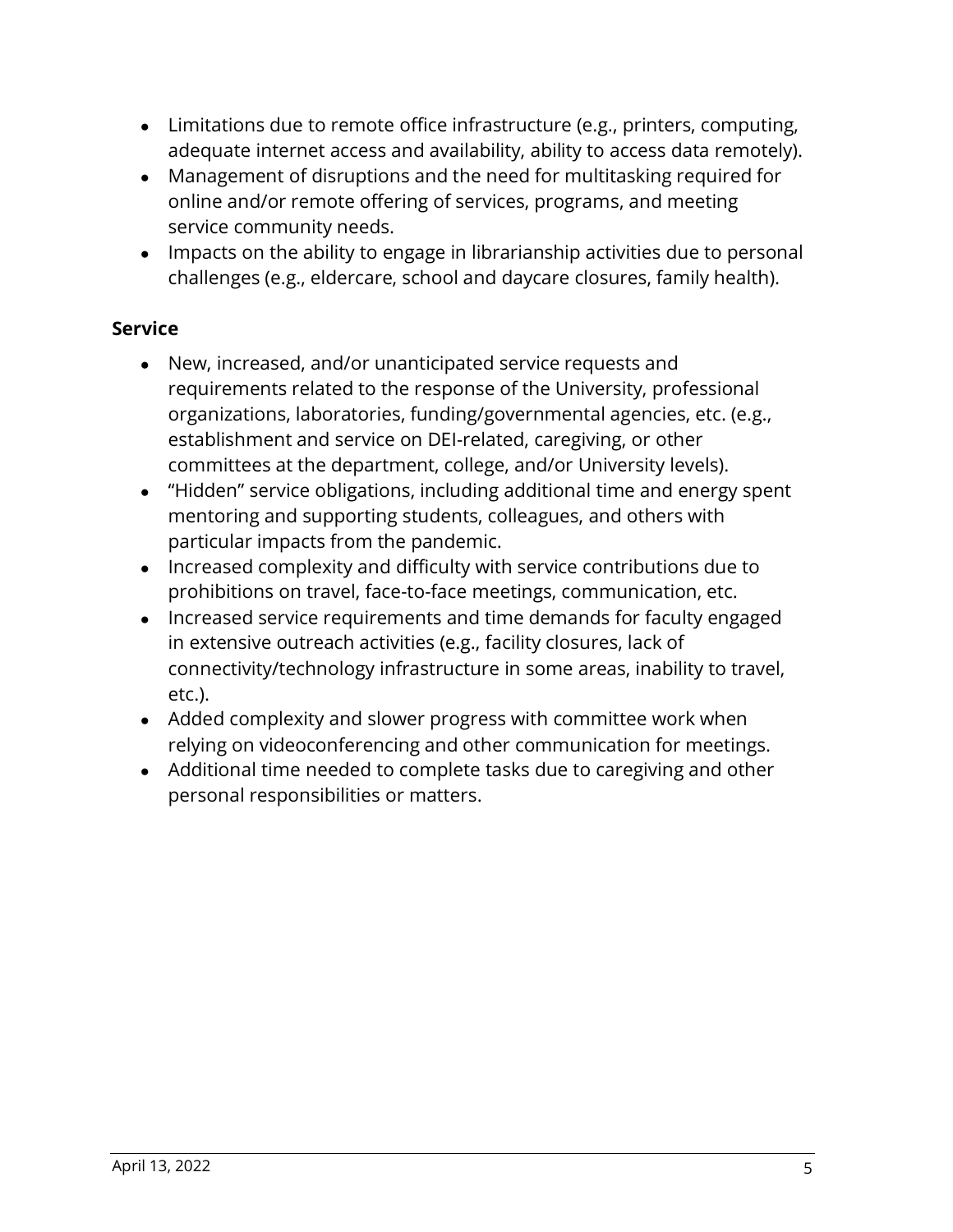- Limitations due to remote office infrastructure (e.g., printers, computing, adequate internet access and availability, ability to access data remotely).
- Management of disruptions and the need for multitasking required for online and/or remote offering of services, programs, and meeting service community needs.
- Impacts on the ability to engage in librarianship activities due to personal challenges (e.g., eldercare, school and daycare closures, family health).

**Service**

- New, increased, and/or unanticipated service requests and requirements related to the response of the University, professional organizations, laboratories, funding/governmental agencies, etc. (e.g., establishment and service on DEI-related, caregiving, or other committees at the department, college, and/or University levels).
- "Hidden" service obligations, including additional time and energy spent mentoring and supporting students, colleagues, and others with particular impacts from the pandemic.
- Increased complexity and difficulty with service contributions due to prohibitions on travel, face-to-face meetings, communication, etc.
- Increased service requirements and time demands for faculty engaged in extensive outreach activities (e.g., facility closures, lack of connectivity/technology infrastructure in some areas, inability to travel, etc.).
- Added complexity and slower progress with committee work when relying on videoconferencing and other communication for meetings.
- Additional time needed to complete tasks due to caregiving and other personal responsibilities or matters.